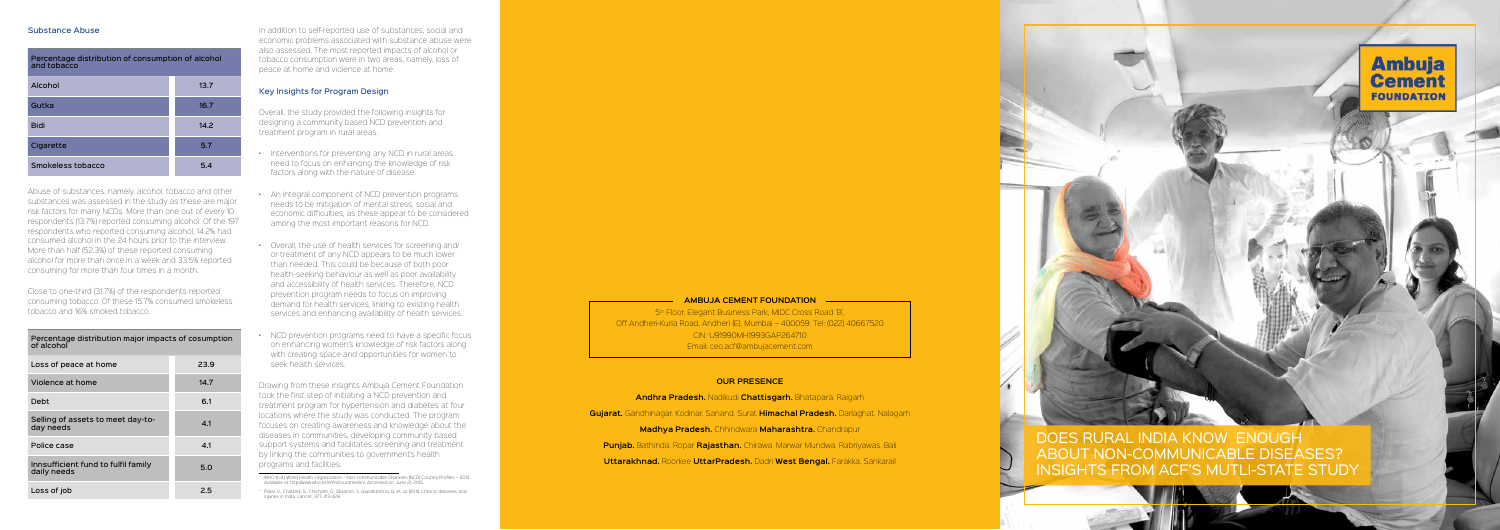## Substance Abuse

| Percentage distribution of consumption of alcohol and tobacco | |
|---|---|
| Alcohol | 13.7 |
| Gutka | 16.7 |
| Bidi | 14.2 |
| Cigarette | 5.7 |
| Smokeless tobacco | 5.4 |

Abuse of substances, namely, alcohol, tobacco and other substances was assessed in the study as these are major risk factors for many NCDs. More than one out of every 10 respondents (13.7%) reported consuming alcohol. Of the 197 respondents who reported consuming alcohol, 14.2% had consumed alcohol in the 24 hours prior to the interview. More than half (52.3%) of these reported consuming alcohol for more than once in a week and 33.5% reported consuming for more than four times in a month.

Close to one-third (31.7%) of the respondents reported consuming tobacco. Of these 15.7% consumed smokeless tobacco and 16% smoked tobacco.

| Percentage distribution major impacts of cosumption of alcohol | |
|---|---|
| Loss of peace at home | 23.9 |
| Violence at home | 14.7 |
| Debt | 6.1 |
| Selling of assets to meet day-to-day needs | 4.1 |
| Police case | 4.1 |
| Innsufficient fund to fulfil family daily needs | 5.0 |
| Loss of job | 2.5 |

In addition to self-reported use of substances, social and economic problems associated with substance abuse were also assessed. The most reported impacts of alcohol or tobacco consumption were in two areas, namely, loss of peace at home and violence at home.

### Key Insights for Program Design

Overall, the study provided the following insights for designing a community based NCD prevention and treatment program in rural areas.

- Interventions for preventing any NCD in rural areas need to focus on enhancing the knowledge of risk factors along with the nature of disease.
- An integral component of NCD prevention programs needs to be mitigation of mental stress, social and economic difficulties, as these appear to be considered among the most important reasons for NCD.
- Overall, the use of health services for screening and/or treatment of any NCD appears to be much lower than needed. This could be because of both poor health-seeking behaviour as well as poor availability and accessibility of health services. Therefore, NCD prevention program needs to focus on improving demand for health services, linking to existing health services and enhancing availability of health services.
- NCD prevention programs need to have a specific focus on enhancing women's knowledge of risk factors along with creating space and opportunities for women to seek health services.

Drawing from these insights Ambuja Cement Foundation took the first step of initiating a NCD prevention and treatment program for hypertension and diabetes at four locations where the study was conducted. The program focuses on creating awareness and knowledge about the diseases in communities, developing community based support systems and facilitates screening and treatment by linking the communities to government's health programs and facilities.

[1] WHO (n.d.) World Health Organization - Non-communicable Diseases (NCD) Country Profiles - 2014. Available at http://www.who.int/nmh/countries/en/. Accessed on June 28, 2015.

[2] Patel, V., Chatterji, S., Chisholm, D., Ebrahim, S., Gopalakrishna, G., et. al. (2011). Chronic diseases and injuries in India. Lancet, 377, 413-428.

**AMBUJA CEMENT FOUNDATION**

5th Floor, Elegant Business Park, MIDC Cross Road 'B',
Off Andheri-Kurla Road, Andheri (E), Mumbai – 400059. Tel: (022) 40667520
CIN: U91990MH1993GAP264710
Email: ceo.acf@ambujacement.com

**OUR PRESENCE**

**Andhra Pradesh.** Nadikudi **Chattisgarh.** Bhatapara, Raigarh
**Gujarat.** Gandhinagar, Kodinar, Sanand, Surat **Himachal Pradesh.** Darlaghat, Nalagarh
**Madhya Pradesh.** Chhindwara **Maharashtra.** Chandrapur
**Punjab.** Bathinda, Ropar **Rajasthan.** Chirawa, Marwar Mundwa, Rabriyawas, Bali
**Uttarakhnad.** Roorkee **UttarPradesh.** Dadri **West Bengal.** Farakka, Sankarail

Ambuja Cement FOUNDATION

# DOES RURAL INDIA KNOW ENOUGH ABOUT NON-COMMUNICABLE DISEASES? INSIGHTS FROM ACF'S MUTLI-STATE STUDY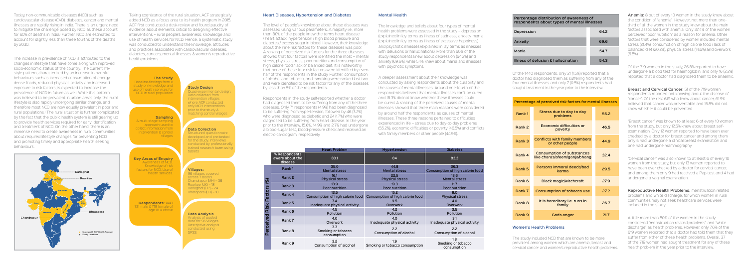Today, non-communicable diseases (NCD) such as cardiovascular disease (CVD), diabetes, cancer and mental illnesses are rapidly rising in India. There is an urgent need to mitigate the challenge posed by NCD as these account for 60% of deaths in India. Further, NCD are estimated to account for slightly less than three fourths of the deaths by 2030.

The increase in prevalence of NCD is attributed to the changes in lifestyle that have come along with improved socio-economic status of the country. The current life-style pattern, characterized by an increase in harmful behaviours such as increased consumption of energy-dense foods, reduced physical activity and increased exposure to risk factors, is expected to increase the prevalence of NCD in future as well. While this pattern was believed to be prevalent in urban areas only, the rural lifestyle is also rapidly undergoing similar change, and therefore most NCD are now equally prevalent in poor and rural populations.[1] The rural situation is further complicated by the fact that the public health system is still gearing up to provide health services required for early identification and treatment of NCD. On the other hand, there is an immense need to create awareness in rural communities about required lifestyle changes for preventing NCD and promoting timely and appropriate health seeking behaviours.

States with ACF Health Program
Study Locations
Darlaghat
Roorkee
Bhatapara
Chandrapur

Taking cognizance of the rural situation, ACF strategically added NCD as a focus area to its health program in 2015. ACF first conducted a desk-review and found paucity of evidence about elements critical to designing effective interventions – rural people's awareness, knowledge and use of health services for NCD. Hence, a systematic study was conducted to understand the knowledge, attitudes and practices associated with cardiovascular diseases, diabetes, cancers, mental illnesses & women's reproductive health problems.

**The Study**
Baseline-findings from a study on knowledge and use of health services for NCD in rural population

**Sampling**
A multi-stage sampling approach used to collect information from intervention & control villages

**Key Areas of Enquiry**
Awareness of NCD. Knowledge of risk factors for NCD. Use of health services.

**Respondents:** 1440
721 male & 719 female of age 18 & above

**Study Design**
Quasi-experimental design. Data collected from intervention villages where ACF conducted only MCH interventions prior to the study & matching control villages

**Data Collection**
Structured questionnaire developed and pre-tested for the study. Interviews conducted by professionally trained research team using tablets

**Villages:**
96 villages covered across 7 blocks
Chandrapur (MH) – 36
Roorkee (UK) – 18
Darlaghat (HP) – 24
Bhatapara (CH) – 18

**Data Analysis**
Analysis of pooled data for 96 villages. Descriptive analysis conducted using SPSS

### Heart Diseases, Hypertension and Diabetes

The level of people's knowledge about these diseases was assessed using various parameters. A majority i.e., more than 80% of the people knew the terms heart disease / heart attack, hypertension / high blood pressure and diabetes / excess sugar in blood. However, their knowledge about the nine risk factors for these diseases was poor. A ranking of perceived risk factors for the three diseases showed that four factors were identified the most – mental stress, physical stress, poor nutrition and consumption of high calorie food / lack of balanced diet. It is noteworthy that none of these four risk factors were identified by even half of the respondents in the study. Further, consumption of alcohol and tobacco, and smoking were ranked last two and were identified to be risk factor for any of the diseases by less than 5% of the respondents.

Respondents in the study self-reported whether a doctor had diagnosed them to be suffering from any of the three diseases. Only 71 respondents (4.9%) had been diagnosed to be suffering from hypertension, followed by 46 (3.2%) who were diagnosed as diabetic and 24 (1.7%) who were diagnosed to be suffering from heart disease. In the year prior to the interview, 15.6%, 14.9% and 2.7% had undergone a blood-sugar test, blood-pressure check and received an electro-cardiogram, respectively.

| | | Heart Problem | Hypertension | Diabetes |
|---|---|---|---|---|
| | % Respondents aware about the disease | 83.1 | 84 | 83.3 |
| Perceived Risk Factors (%) | Rank 1 | 35.0 Mental stress | 44.8 Mental stress | 36.3 Consumption of high calorie food |
| | Rank 2 | 16.1 Physical stress | 22.5 Physical stress | 13.6 Mental stress |
| | Rank 3 | 13.9 Poor nutrition | 19.3 Poor nutrition | 11.7 Poor nutrition |
| | Rank 4 | 13.5 Consumption of high calorie food | 15.2 Consumption of high calorie food | 9.0 Physical stress |
| | Rank 5 | 7.4 Inadequate physical activity | 9.5 Overwork | 4.0 Overwork |
| | Rank 6 | 4.5 Pollution | 4.2 Pollution | 3.5 Pollution |
| | Rank 7 | 4.0 Overwork | 4.0 Inadequate physical activity | 3.1 Inadequate physical activity |
| | Rank 8 | 3.3 Smoking or tobacco consumption | 2.2 Consumption of alcohol | 2.2 Consumption of alcohol |
| | Rank 9 | 3.2 Consumption of alcohol | 1.9 Smoking or tobacco consumption | 1.8 Smoking or tobacco consumption |

### Mental Health

The knowledge and beliefs about four types of mental health problems were assessed in the study – depression (explained in lay terms as illness of sadness), anxiety, mania (explained in lay terms as illness of excessive happiness) and psychotic illnesses (explained in lay terms as illnesses with delusions or hallucinations). More than 60% of the study respondents knew about depression (64.2%) and anxiety (69.6%), while 54% knew about mania and illnesses with psychotic symptoms.

A deeper assessment about their knowledge was conducted by asking respondents about the curability and the causes of mental illnesses. Around one-fourth of the respondents believed that mental illnesses can't be cured and 18.3% did not know whether these illnesses could be cured. A ranking of the perceived causes of mental illnesses showed that three main reasons were considered by around half the respondents as causes of mental illnesses. These three reasons pertained to difficulties experienced in life – stress due to day-to-day problems (55.2%), economic difficulties or poverty (46.5%) and conflicts with family members or other people (44.9%).

| Percentage distribution of awareness of respondents about types of mental illnesses | |
|---|---|
| Depression | 64.2 |
| Anxiety | 69.6 |
| Mania | 54.7 |
| Illness of defusion & hallucination | 54.3 |

Of the 1440 respondents, only 21 (1.5%) reported that a doctor had diagnosed them as suffering from any of the four mental illnesses and only 7 (0.5%) respondents had sought treatment in the year prior to the interview.

| Percentage of perceived risk factors for mental illnesses | | |
|---|---|---|
| Rank 1 | Stress due to day to day problems | 55.2 |
| Rank 2 | Economic difficulties or poverty | 46.5 |
| Rank 3 | Conflicts with family members or other people | 44.9 |
| Rank 4 | Consumption of substances like charas/afeem/ganja/bhang | 32.4 |
| Rank 5 | Persons immoral deeds/bad karma | 29.5 |
| Rank 6 | Black magic/witchcraft | 27.9 |
| Rank 7 | Consumption of tobacco use | 27.2 |
| Rank 8 | It is hereditary i.e. runs in family | 26.7 |
| Rank 9 | Gods anger | 21.7 |

### Women's Health Problems

The study included NCD that are known to be more prevalent among women which are anemia, breast and cervical cancer and women's reproductive health problems.

**Anemia:** 8 out of every 10 women in the study knew about the condition of "anemia". However, not more than one-third of all the women in the study knew about the main factors associated with anemia. Only 37.4% of the women perceived "poor nutrition" as a reason for anemia. Other factors that were considered by women included mental stress (21.4%), consumption of high calorie food / lack of balanced diet (20.2%), physical stress (14.6%) and overwork (6.8%).

Of the 719 women in the study, 26.8% reported to have undergone a blood test for haemoglobin, and only 16 (2.2%) reported that a doctor had diagnosed them to be anaemic.

**Breast and Cervical Cancer:** 51 of the 719 women respondents reported not knowing about the disease of "cancer". Of the rest 619 who knew about cancer, 61.9% believed that cancer was preventable and 15.8% did not know whether it could be prevented.

"Breast cancer" was known to at least 6 of every 10 women from the study, but only 12.5% knew about breast self-examination. Only 12 women reported to have been ever checked by a doctor for breast cancer and among them only 5 had undergone a clinical breast examination and one had undergone mammography.

"Cervical cancer" was also known to at least 6 of every 10 women from the study, but only 13 women reported to have been ever checked by a doctor for cervical cancer, and among them only 9 had received a Pap test and 4 had undergone a vaginal examination.

**Reproductive Health Problems:** menstruation related problems and white discharge, for which women in rural communities may not seek healthcare services were included in the study.

A little more than 80% of the women in the study considered "menstruation related problems" and "white discharge" as health problems. However, only 7.6% of the 619 women reported that a doctor had told them that they suffer from either of these health problems. Overall, 37 of the 719 women had sought treatment for any of these health problem in the year prior to the interview.